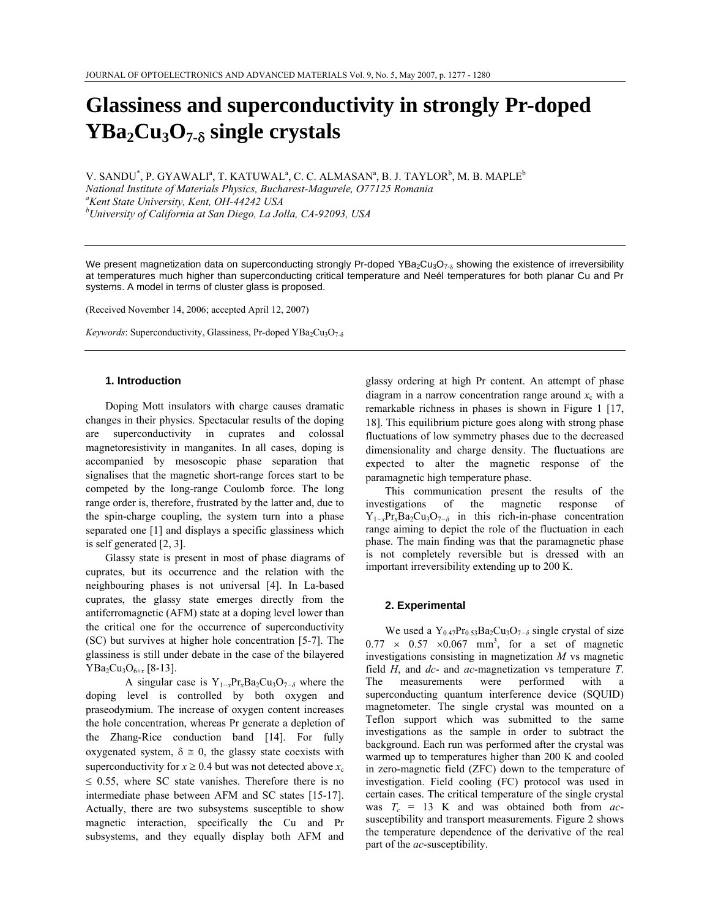# Glassiness and superconductivity in strongly Pr-doped $YBa_2Cu_3O_{7-\delta}$ single crystals

V. SANDU*, P. GYAWALI[a], T. KATUWAL[a], C. C. ALMASAN[a], B. J. TAYLOR[b], M. B. MAPLE[b]

*National Institute of Materials Physics, Bucharest-Magurele, O77125 Romania*
[a]*Kent State University, Kent, OH-44242 USA*
[b]*University of California at San Diego, La Jolla, CA-92093, USA*

We present magnetization data on superconducting strongly Pr-doped $YBa_2Cu_3O_{7-\delta}$ showing the existence of irreversibility at temperatures much higher than superconducting critical temperature and Neél temperatures for both planar Cu and Pr systems. A model in terms of cluster glass is proposed.

(Received November 14, 2006; accepted April 12, 2007)

*Keywords*: Superconductivity, Glassiness, Pr-doped $YBa_2Cu_3O_{7-\delta}$

## 1. Introduction

Doping Mott insulators with charge causes dramatic changes in their physics. Spectacular results of the doping are superconductivity in cuprates and colossal magnetoresistivity in manganites. In all cases, doping is accompanied by mesoscopic phase separation that signalises that the magnetic short-range forces start to be competed by the long-range Coulomb force. The long range order is, therefore, frustrated by the latter and, due to the spin-charge coupling, the system turn into a phase separated one [1] and displays a specific glassiness which is self generated [2, 3].

Glassy state is present in most of phase diagrams of cuprates, but its occurrence and the relation with the neighbouring phases is not universal [4]. In La-based cuprates, the glassy state emerges directly from the antiferromagnetic (AFM) state at a doping level lower than the critical one for the occurrence of superconductivity (SC) but survives at higher hole concentration [5-7]. The glassiness is still under debate in the case of the bilayered $YBa_2Cu_3O_{6+x}$ [8-13].

A singular case is $Y_{1-x}Pr_xBa_2Cu_3O_{7-\delta}$ where the doping level is controlled by both oxygen and praseodymium. The increase of oxygen content increases the hole concentration, whereas Pr generate a depletion of the Zhang-Rice conduction band [14]. For fully oxygenated system, $\delta \cong 0$, the glassy state coexists with superconductivity for $x \geq 0.4$ but was not detected above $x_c \leq 0.55$, where SC state vanishes. Therefore there is no intermediate phase between AFM and SC states [15-17]. Actually, there are two subsystems susceptible to show magnetic interaction, specifically the Cu and Pr subsystems, and they equally display both AFM and glassy ordering at high Pr content. An attempt of phase diagram in a narrow concentration range around $x_c$ with a remarkable richness in phases is shown in Figure 1 [17, 18]. This equilibrium picture goes along with strong phase fluctuations of low symmetry phases due to the decreased dimensionality and charge density. The fluctuations are expected to alter the magnetic response of the paramagnetic high temperature phase.

This communication present the results of the investigations of the magnetic response of $Y_{1-x}Pr_xBa_2Cu_3O_{7-\delta}$ in this rich-in-phase concentration range aiming to depict the role of the fluctuation in each phase. The main finding was that the paramagnetic phase is not completely reversible but is dressed with an important irreversibility extending up to 200 K.

## 2. Experimental

We used a $Y_{0.47}Pr_{0.53}Ba_2Cu_3O_{7-\delta}$ single crystal of size $0.77 \times 0.57 \times 0.067$ mm$^3$, for a set of magnetic investigations consisting in magnetization $M$ vs magnetic field $H$, and *dc*- and *ac*-magnetization vs temperature $T$. The measurements were performed with a superconducting quantum interference device (SQUID) magnetometer. The single crystal was mounted on a Teflon support which was submitted to the same investigations as the sample in order to subtract the background. Each run was performed after the crystal was warmed up to temperatures higher than 200 K and cooled in zero-magnetic field (ZFC) down to the temperature of investigation. Field cooling (FC) protocol was used in certain cases. The critical temperature of the single crystal was $T_c$ = 13 K and was obtained both from *ac*-susceptibility and transport measurements. Figure 2 shows the temperature dependence of the derivative of the real part of the *ac*-susceptibility.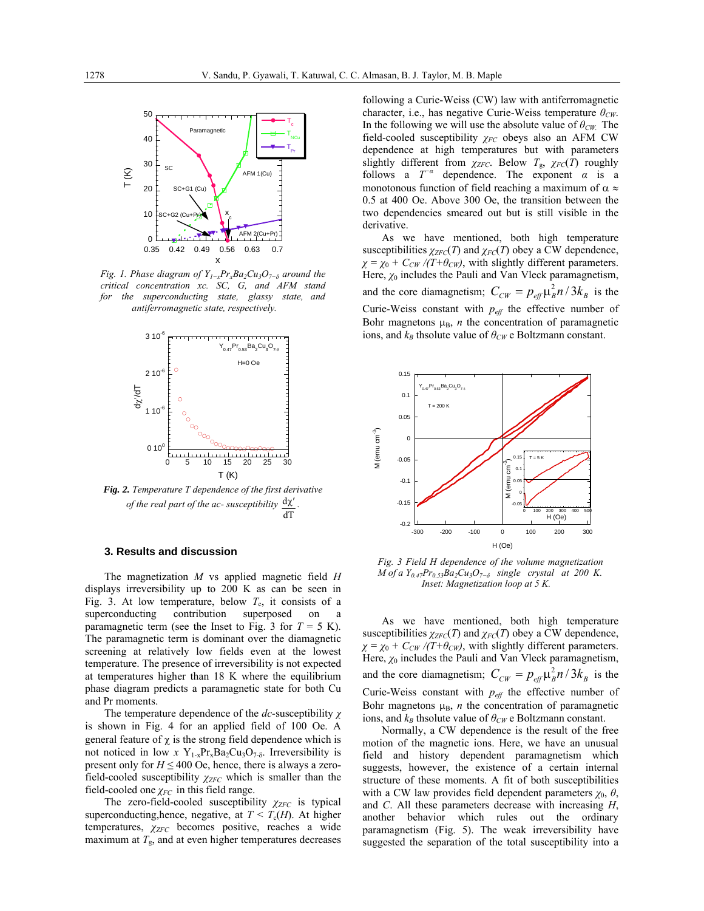Fig. 1. Phase diagram of $Y_{1-x}Pr_xBa_2Cu_3O_{7-\delta}$ around the critical concentration xc. SC, G, and AFM stand for the superconducting state, glassy state, and antiferromagnetic state, respectively.

*Fig. 2.* Temperature T dependence of the first derivative of the real part of the ac- susceptibility $\frac{d\chi'}{dT}$.

## 3. Results and discussion

The magnetization $M$ vs applied magnetic field $H$ displays irreversibility up to 200 K as can be seen in Fig. 3. At low temperature, below $T_c$, it consists of a superconducting contribution superposed on a paramagnetic term (see the Inset to Fig. 3 for $T = 5$ K). The paramagnetic term is dominant over the diamagnetic screening at relatively low fields even at the lowest temperature. The presence of irreversibility is not expected at temperatures higher than 18 K where the equilibrium phase diagram predicts a paramagnetic state for both Cu and Pr moments.

The temperature dependence of the *dc*-susceptibility $\chi$ is shown in Fig. 4 for an applied field of 100 Oe. A general feature of $\chi$ is the strong field dependence which is not noticed in low $x$ $Y_{1-x}Pr_xBa_2Cu_3O_{7-\delta}$. Irreversibility is present only for $H \leq 400$ Oe, hence, there is always a zero-field-cooled susceptibility $\chi_{ZFC}$ which is smaller than the field-cooled one $\chi_{FC}$ in this field range.

The zero-field-cooled susceptibility $\chi_{ZFC}$ is typical superconducting,hence, negative, at $T < T_c(H)$. At higher temperatures, $\chi_{ZFC}$ becomes positive, reaches a wide maximum at $T_g$, and at even higher temperatures decreases following a Curie-Weiss (CW) law with antiferromagnetic character, i.e., has negative Curie-Weiss temperature $\theta_{CW}$. In the following we will use the absolute value of $\theta_{CW.}$ The field-cooled susceptibility $\chi_{FC}$ obeys also an AFM CW dependence at high temperatures but with parameters slightly different from $\chi_{ZFC}$. Below $T_g$, $\chi_{FC}(T)$ roughly follows a $T^{-\alpha}$ dependence. The exponent $\alpha$ is a monotonous function of field reaching a maximum of $\alpha \approx 0.5$ at 400 Oe. Above 300 Oe, the transition between the two dependencies smeared out but is still visible in the derivative.

As we have mentioned, both high temperature susceptibilities $\chi_{ZFC}(T)$ and $\chi_{FC}(T)$ obey a CW dependence, $\chi = \chi_0 + C_{CW} /(T+\theta_{CW})$, with slightly different parameters. Here, $\chi_0$ includes the Pauli and Van Vleck paramagnetism, and the core diamagnetism; $C_{CW} = p_{eff}\mu_B^2 n / 3k_B$ is the Curie-Weiss constant with $p_{eff}$ the effective number of Bohr magnetons $\mu_B$, $n$ the concentration of paramagnetic ions, and $k_B$ thsolute value of $\theta_{CW}$ e Boltzmann constant.

*Fig. 3 Field H dependence of the volume magnetization M of a $Y_{0.47}Pr_{0.53}Ba_2Cu_3O_{7-\delta}$ single crystal at 200 K. Inset: Magnetization loop at 5 K.*

As we have mentioned, both high temperature susceptibilities $\chi_{ZFC}(T)$ and $\chi_{FC}(T)$ obey a CW dependence, $\chi = \chi_0 + C_{CW} /(T+\theta_{CW})$, with slightly different parameters. Here, $\chi_0$ includes the Pauli and Van Vleck paramagnetism, and the core diamagnetism; $C_{CW} = p_{eff}\mu_B^2 n / 3k_B$ is the Curie-Weiss constant with $p_{eff}$ the effective number of Bohr magnetons $\mu_B$, $n$ the concentration of paramagnetic ions, and $k_B$ thsolute value of $\theta_{CW}$ e Boltzmann constant.

Normally, a CW dependence is the result of the free motion of the magnetic ions. Here, we have an unusual field and history dependent paramagnetism which suggests, however, the existence of a certain internal structure of these moments. A fit of both susceptibilities with a CW law provides field dependent parameters $\chi_0$, $\theta$, and $C$. All these parameters decrease with increasing $H$, another behavior which rules out the ordinary paramagnetism (Fig. 5). The weak irreversibility have suggested the separation of the total susceptibility into a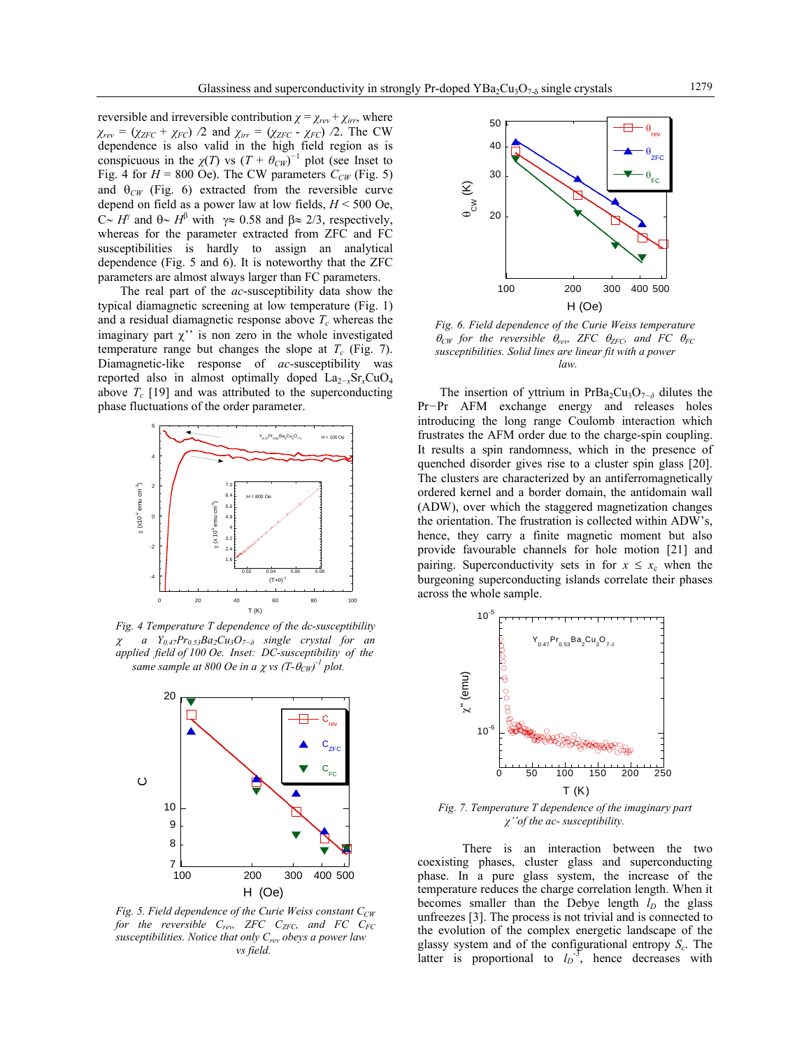reversible and irreversible contribution $\chi = \chi_{rev} + \chi_{irr}$, where $\chi_{rev} = (\chi_{ZFC} + \chi_{FC})/2$ and $\chi_{irr} = (\chi_{ZFC} - \chi_{FC})/2$. The CW dependence is also valid in the high field region as is conspicuous in the $\chi(T)$ vs $(T + \theta_{CW})^{-1}$ plot (see Inset to Fig. 4 for $H$ = 800 Oe). The CW parameters $C_{CW}$ (Fig. 5) and $\theta_{CW}$ (Fig. 6) extracted from the reversible curve depend on field as a power law at low fields, $H$ < 500 Oe, $C \sim H^{\gamma}$ and $\theta \sim H^{\beta}$ with $\gamma \approx 0.58$ and $\beta \approx 2/3$, respectively, whereas for the parameter extracted from ZFC and FC susceptibilities is hardly to assign an analytical dependence (Fig. 5 and 6). It is noteworthy that the ZFC parameters are almost always larger than FC parameters.

The real part of the *ac*-susceptibility data show the typical diamagnetic screening at low temperature (Fig. 1) and a residual diamagnetic response above $T_c$ whereas the imaginary part $\chi''$ is non zero in the whole investigated temperature range but changes the slope at $T_c$ (Fig. 7). Diamagnetic-like response of *ac*-susceptibility was reported also in almost optimally doped $La_{2-x}Sr_xCuO_4$ above $T_c$ [19] and was attributed to the superconducting phase fluctuations of the order parameter.

*Fig. 4 Temperature T dependence of the dc-susceptibility $\chi$ a $Y_{0.47}Pr_{0.53}Ba_2Cu_3O_{7-\delta}$ single crystal for an applied field of 100 Oe. Inset: DC-susceptibility of the same sample at 800 Oe in a $\chi$ vs $(T-\theta_{CW})^{-1}$ plot.*

*Fig. 5. Field dependence of the Curie Weiss constant $C_{CW}$ for the reversible $C_{rev}$, ZFC $C_{ZFC}$, and FC $C_{FC}$ susceptibilities. Notice that only $C_{rev}$ obeys a power law vs field.*

*Fig. 6. Field dependence of the Curie Weiss temperature $\theta_{CW}$ for the reversible $\theta_{rev}$, ZFC $\theta_{ZFC}$, and FC $\theta_{FC}$ susceptibilities. Solid lines are linear fit with a power law.*

The insertion of yttrium in $PrBa_2Cu_3O_{7-\delta}$ dilutes the Pr−Pr AFM exchange energy and releases holes introducing the long range Coulomb interaction which frustrates the AFM order due to the charge-spin coupling. It results a spin randomness, which in the presence of quenched disorder gives rise to a cluster spin glass [20]. The clusters are characterized by an antiferromagnetically ordered kernel and a border domain, the antidomain wall (ADW), over which the staggered magnetization changes the orientation. The frustration is collected within ADW's, hence, they carry a finite magnetic moment but also provide favourable channels for hole motion [21] and pairing. Superconductivity sets in for $x \leq x_c$ when the burgeoning superconducting islands correlate their phases across the whole sample.

*Fig. 7. Temperature T dependence of the imaginary part $\chi''$ of the ac- susceptibility.*

There is an interaction between the two coexisting phases, cluster glass and superconducting phase. In a pure glass system, the increase of the temperature reduces the charge correlation length. When it becomes smaller than the Debye length $l_D$ the glass unfreezes [3]. The process is not trivial and is connected to the evolution of the complex energetic landscape of the glassy system and of the configurational entropy $S_c$. The latter is proportional to $l_D^{-3}$, hence decreases with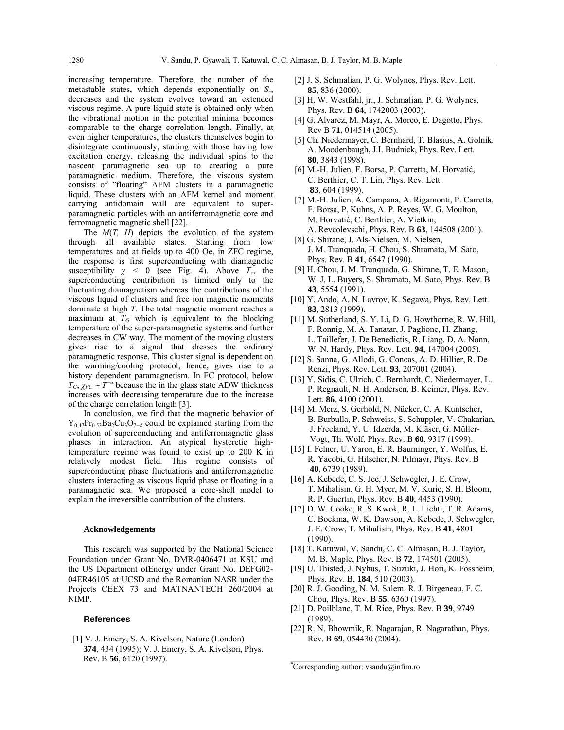increasing temperature. Therefore, the number of the metastable states, which depends exponentially on $S_c$, decreases and the system evolves toward an extended viscous regime. A pure liquid state is obtained only when the vibrational motion in the potential minima becomes comparable to the charge correlation length. Finally, at even higher temperatures, the clusters themselves begin to disintegrate continuously, starting with those having low excitation energy, releasing the individual spins to the nascent paramagnetic sea up to creating a pure paramagnetic medium. Therefore, the viscous system consists of "floating" AFM clusters in a paramagnetic liquid. These clusters with an AFM kernel and moment carrying antidomain wall are equivalent to super-paramagnetic particles with an antiferromagnetic core and ferromagnetic magnetic shell [22].

The $M(T, H)$ depicts the evolution of the system through all available states. Starting from low temperatures and at fields up to 400 Oe, in ZFC regime, the response is first superconducting with diamagnetic susceptibility $\chi < 0$ (see Fig. 4). Above $T_c$, the superconducting contribution is limited only to the fluctuating diamagnetism whereas the contributions of the viscous liquid of clusters and free ion magnetic moments dominate at high $T$. The total magnetic moment reaches a maximum at $T_G$ which is equivalent to the blocking temperature of the super-paramagnetic systems and further decreases in CW way. The moment of the moving clusters gives rise to a signal that dresses the ordinary paramagnetic response. This cluster signal is dependent on the warming/cooling protocol, hence, gives rise to a history dependent paramagnetism. In FC protocol, below $T_G$, $\chi_{FC} \sim T^{-\alpha}$ because the in the glass state ADW thickness increases with decreasing temperature due to the increase of the charge correlation length [3].

In conclusion, we find that the magnetic behavior of $Y_{0.47}Pr_{0.53}Ba_2Cu_3O_{7-\delta}$ could be explained starting from the evolution of superconducting and antiferromagnetic glass phases in interaction. An atypical hysteretic high-temperature regime was found to exist up to 200 K in relatively modest field. This regime consists of superconducting phase fluctuations and antiferromagnetic clusters interacting as viscous liquid phase or floating in a paramagnetic sea. We proposed a core-shell model to explain the irreversible contribution of the clusters.

#### Acknowledgements

This research was supported by the National Science Foundation under Grant No. DMR-0406471 at KSU and the US Department ofEnergy under Grant No. DEFG02-04ER46105 at UCSD and the Romanian NASR under the Projects CEEX 73 and MATNANTECH 260/2004 at NIMP.

#### References

[1] V. J. Emery, S. A. Kivelson, Nature (London) **374**, 434 (1995); V. J. Emery, S. A. Kivelson, Phys. Rev. B **56**, 6120 (1997).

[2] J. S. Schmalian, P. G. Wolynes, Phys. Rev. Lett. **85**, 836 (2000).

[3] H. W. Westfahl, jr., J. Schmalian, P. G. Wolynes, Phys. Rev. B **64**, 1742003 (2003).

[4] G. Alvarez, M. Mayr, A. Moreo, E. Dagotto, Phys. Rev B **71**, 014514 (2005).

[5] Ch. Niedermayer, C. Bernhard, T. Blasius, A. Golnik, A. Moodenbaugh, J.I. Budnick, Phys. Rev. Lett. **80**, 3843 (1998).

[6] M.-H. Julien, F. Borsa, P. Carretta, M. Horvatić, C. Berthier, C. T. Lin, Phys. Rev. Lett. **83**, 604 (1999).

[7] M.-H. Julien, A. Campana, A. Rigamonti, P. Carretta, F. Borsa, P. Kuhns, A. P. Reyes, W. G. Moulton, M. Horvatić, C. Berthier, A. Vietkin, A. Revcolevschi, Phys. Rev. B **63**, 144508 (2001).

[8] G. Shirane, J. Als-Nielsen, M. Nielsen, J. M. Tranquada, H. Chou, S. Shramato, M. Sato, Phys. Rev. B **41**, 6547 (1990).

[9] H. Chou, J. M. Tranquada, G. Shirane, T. E. Mason, W. J. L. Buyers, S. Shramato, M. Sato, Phys. Rev. B **43**, 5554 (1991).

[10] Y. Ando, A. N. Lavrov, K. Segawa, Phys. Rev. Lett. **83**, 2813 (1999).

[11] M. Sutherland, S. Y. Li, D. G. Howthorne, R. W. Hill, F. Ronnig, M. A. Tanatar, J. Paglione, H. Zhang, L. Taillefer, J. De Benedictis, R. Liang. D. A. Nonn, W. N. Hardy, Phys. Rev. Lett. **94**, 147004 (2005).

[12] S. Sanna, G. Allodi, G. Concas, A. D. Hillier, R. De Renzi, Phys. Rev. Lett. **93**, 207001 (2004).

[13] Y. Sidis, C. Ulrich, C. Bernhardt, C. Niedermayer, L. P. Regnault, N. H. Andersen, B. Keimer, Phys. Rev. Lett. **86**, 4100 (2001).

[14] M. Merz, S. Gerhold, N. Nücker, C. A. Kuntscher, B. Burbulla, P. Schweiss, S. Schuppler, V. Chakarian, J. Freeland, Y. U. Idzerda, M. Kläser, G. Müller-Vogt, Th. Wolf, Phys. Rev. B **60**, 9317 (1999).

[15] I. Felner, U. Yaron, E. R. Bauminger, Y. Wolfus, E. R. Yacobi, G. Hilscher, N. Pilmayr, Phys. Rev. B **40**, 6739 (1989).

[16] A. Kebede, C. S. Jee, J. Schwegler, J. E. Crow, T. Mihalisin, G. H. Myer, M. V. Kuric, S. H. Bloom, R. P. Guertin, Phys. Rev. B **40**, 4453 (1990).

[17] D. W. Cooke, R. S. Kwok, R. L. Lichti, T. R. Adams, C. Boekma, W. K. Dawson, A. Kebede, J. Schwegler, J. E. Crow, T. Mihalisin, Phys. Rev. B **41**, 4801 (1990).

[18] T. Katuwal, V. Sandu, C. C. Almasan, B. J. Taylor, M. B. Maple, Phys. Rev. B **72**, 174501 (2005).

[19] U. Thisted, J. Nyhus, T. Suzuki, J. Hori, K. Fossheim, Phys. Rev. B, **184**, 510 (2003).

[20] R. J. Gooding, N. M. Salem, R. J. Birgeneau, F. C. Chou, Phys. Rev. B **55**, 6360 (1997).

[21] D. Poilblanc, T. M. Rice, Phys. Rev. B **39**, 9749 (1989).

[22] R. N. Bhowmik, R. Nagarajan, R. Nagarathan, Phys. Rev. B **69**, 054430 (2004).

*Corresponding author: vsandu@infim.ro